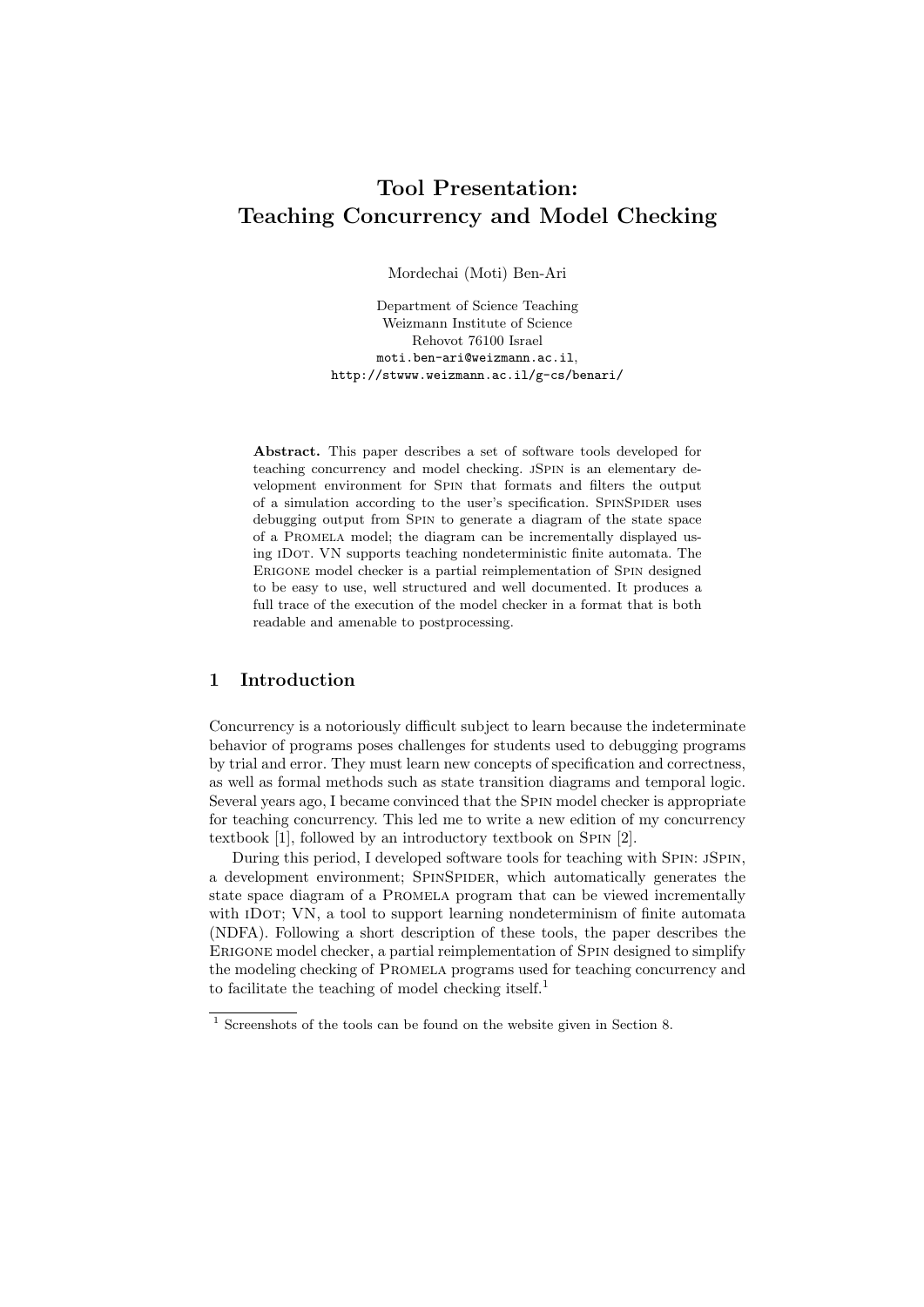# Tool Presentation: Teaching Concurrency and Model Checking

Mordechai (Moti) Ben-Ari

Department of Science Teaching
Weizmann Institute of Science
Rehovot 76100 Israel
moti.ben-ari@weizmann.ac.il,
http://stwww.weizmann.ac.il/g-cs/benari/

**Abstract.** This paper describes a set of software tools developed for teaching concurrency and model checking. jSpin is an elementary development environment for Spin that formats and filters the output of a simulation according to the user's specification. SpinSpider uses debugging output from Spin to generate a diagram of the state space of a Promela model; the diagram can be incrementally displayed using iDot. VN supports teaching nondeterministic finite automata. The Erigone model checker is a partial reimplementation of Spin designed to be easy to use, well structured and well documented. It produces a full trace of the execution of the model checker in a format that is both readable and amenable to postprocessing.

## 1 Introduction

Concurrency is a notoriously difficult subject to learn because the indeterminate behavior of programs poses challenges for students used to debugging programs by trial and error. They must learn new concepts of specification and correctness, as well as formal methods such as state transition diagrams and temporal logic. Several years ago, I became convinced that the Spin model checker is appropriate for teaching concurrency. This led me to write a new edition of my concurrency textbook [1], followed by an introductory textbook on Spin [2].

During this period, I developed software tools for teaching with Spin: jSpin, a development environment; SpinSpider, which automatically generates the state space diagram of a Promela program that can be viewed incrementally with iDot; VN, a tool to support learning nondeterminism of finite automata (NDFA). Following a short description of these tools, the paper describes the Erigone model checker, a partial reimplementation of Spin designed to simplify the modeling checking of Promela programs used for teaching concurrency and to facilitate the teaching of model checking itself.[1]

[1] Screenshots of the tools can be found on the website given in Section 8.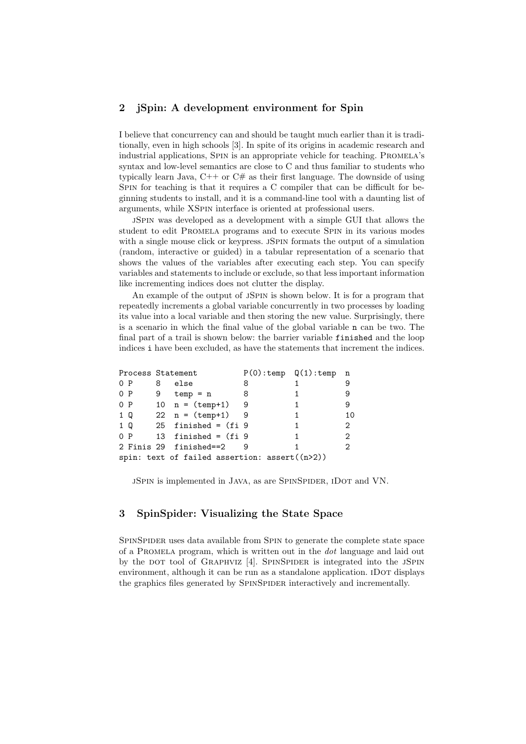## 2 jSpin: A development environment for Spin

I believe that concurrency can and should be taught much earlier than it is traditionally, even in high schools [3]. In spite of its origins in academic research and industrial applications, Spin is an appropriate vehicle for teaching. Promela's syntax and low-level semantics are close to C and thus familiar to students who typically learn Java, C++ or C# as their first language. The downside of using Spin for teaching is that it requires a C compiler that can be difficult for beginning students to install, and it is a command-line tool with a daunting list of arguments, while XSpin interface is oriented at professional users.

jSpin was developed as a development with a simple GUI that allows the student to edit Promela programs and to execute Spin in its various modes with a single mouse click or keypress. jSpin formats the output of a simulation (random, interactive or guided) in a tabular representation of a scenario that shows the values of the variables after executing each step. You can specify variables and statements to include or exclude, so that less important information like incrementing indices does not clutter the display.

An example of the output of jSpin is shown below. It is for a program that repeatedly increments a global variable concurrently in two processes by loading its value into a local variable and then storing the new value. Surprisingly, there is a scenario in which the final value of the global variable `n` can be two. The final part of a trail is shown below: the barrier variable `finished` and the loop indices `i` have been excluded, as have the statements that increment the indices.

```
Process Statement          P(0):temp  Q(1):temp  n
0 P     8   else           8          1          9
0 P     9   temp = n       8          1          9
0 P     10  n = (temp+1)   9          1          9
1 Q     22  n = (temp+1)   9          1          10
1 Q     25  finished = (fi 9          1          2
0 P     13  finished = (fi 9          1          2
2 Finis 29  finished==2    9          1          2
spin: text of failed assertion: assert((n>2))
```

jSpin is implemented in Java, as are SpinSpider, iDot and VN.

## 3 SpinSpider: Visualizing the State Space

SpinSpider uses data available from Spin to generate the complete state space of a Promela program, which is written out in the *dot* language and laid out by the dot tool of Graphviz [4]. SpinSpider is integrated into the jSpin environment, although it can be run as a standalone application. iDot displays the graphics files generated by SpinSpider interactively and incrementally.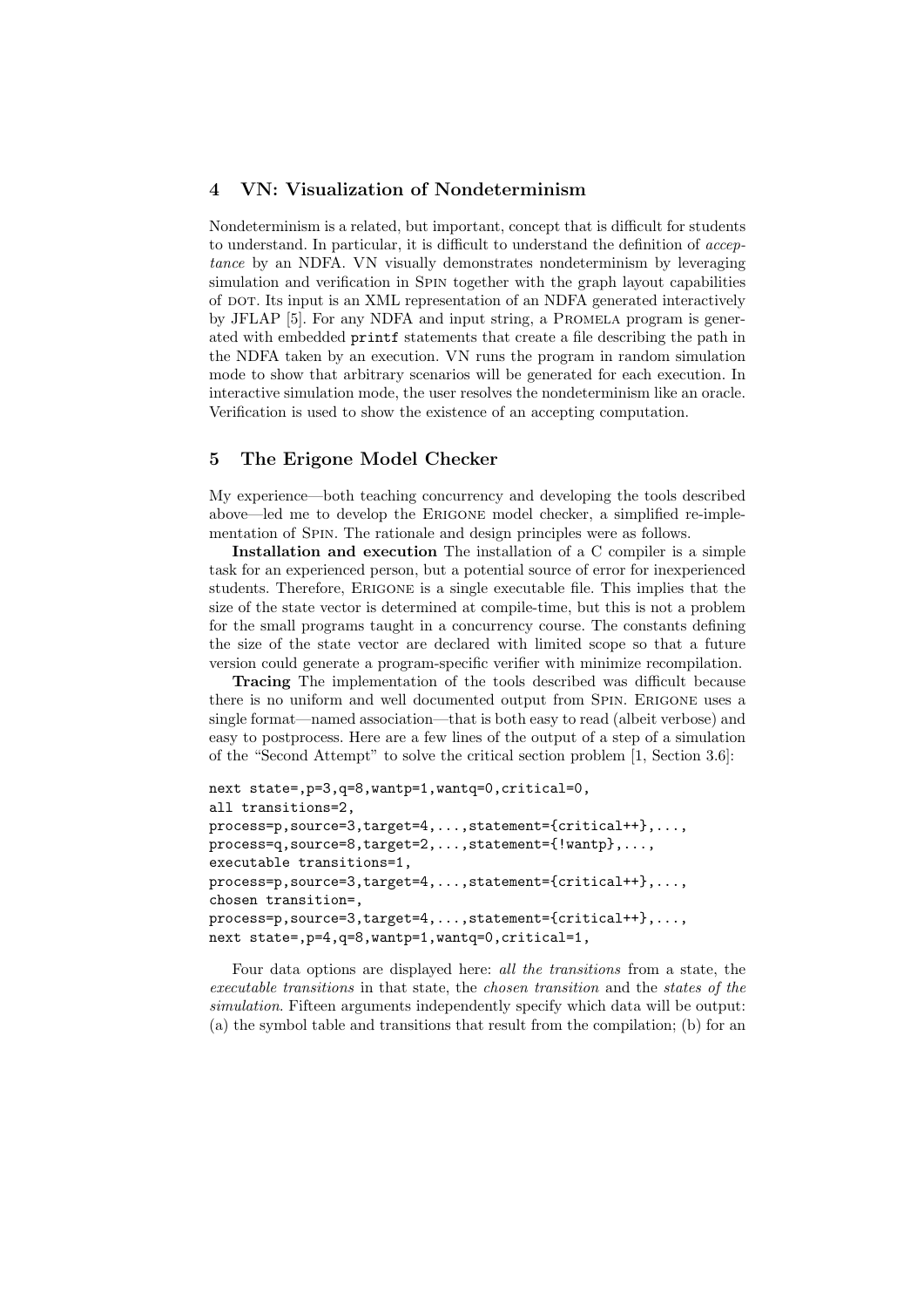## 4 VN: Visualization of Nondeterminism

Nondeterminism is a related, but important, concept that is difficult for students to understand. In particular, it is difficult to understand the definition of *acceptance* by an NDFA. VN visually demonstrates nondeterminism by leveraging simulation and verification in Spin together with the graph layout capabilities of DOT. Its input is an XML representation of an NDFA generated interactively by JFLAP [5]. For any NDFA and input string, a Promela program is generated with embedded `printf` statements that create a file describing the path in the NDFA taken by an execution. VN runs the program in random simulation mode to show that arbitrary scenarios will be generated for each execution. In interactive simulation mode, the user resolves the nondeterminism like an oracle. Verification is used to show the existence of an accepting computation.

## 5 The Erigone Model Checker

My experience—both teaching concurrency and developing the tools described above—led me to develop the Erigone model checker, a simplified re-implementation of Spin. The rationale and design principles were as follows.

**Installation and execution** The installation of a C compiler is a simple task for an experienced person, but a potential source of error for inexperienced students. Therefore, Erigone is a single executable file. This implies that the size of the state vector is determined at compile-time, but this is not a problem for the small programs taught in a concurrency course. The constants defining the size of the state vector are declared with limited scope so that a future version could generate a program-specific verifier with minimize recompilation.

**Tracing** The implementation of the tools described was difficult because there is no uniform and well documented output from Spin. Erigone uses a single format—named association—that is both easy to read (albeit verbose) and easy to postprocess. Here are a few lines of the output of a step of a simulation of the "Second Attempt" to solve the critical section problem [1, Section 3.6]:

```
next state=,p=3,q=8,wantp=1,wantq=0,critical=0,
all transitions=2,
process=p,source=3,target=4,...,statement={critical++},...,
process=q,source=8,target=2,...,statement={!wantp},...,
executable transitions=1,
process=p,source=3,target=4,...,statement={critical++},...,
chosen transition=,
process=p,source=3,target=4,...,statement={critical++},...,
next state=,p=4,q=8,wantp=1,wantq=0,critical=1,
```

Four data options are displayed here: *all the transitions* from a state, the *executable transitions* in that state, the *chosen transition* and the *states of the simulation*. Fifteen arguments independently specify which data will be output: (a) the symbol table and transitions that result from the compilation; (b) for an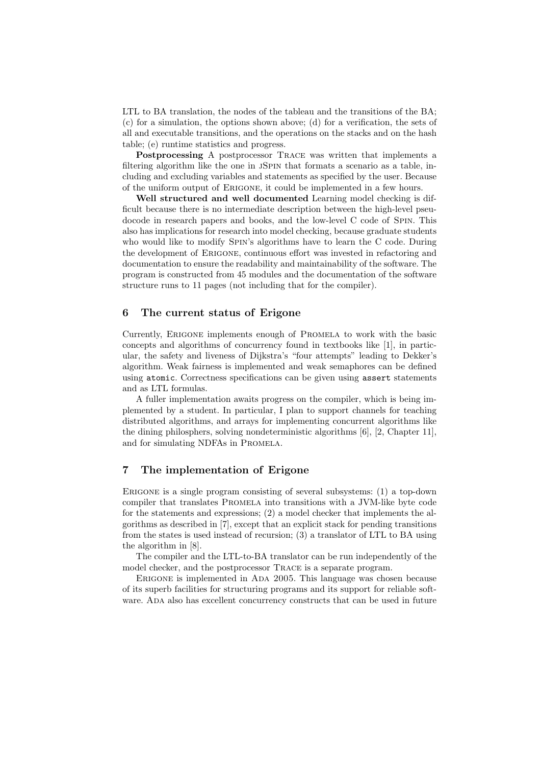LTL to BA translation, the nodes of the tableau and the transitions of the BA; (c) for a simulation, the options shown above; (d) for a verification, the sets of all and executable transitions, and the operations on the stacks and on the hash table; (e) runtime statistics and progress.

**Postprocessing** A postprocessor TRACE was written that implements a filtering algorithm like the one in jSPIN that formats a scenario as a table, including and excluding variables and statements as specified by the user. Because of the uniform output of ERIGONE, it could be implemented in a few hours.

**Well structured and well documented** Learning model checking is difficult because there is no intermediate description between the high-level pseudocode in research papers and books, and the low-level C code of SPIN. This also has implications for research into model checking, because graduate students who would like to modify SPIN's algorithms have to learn the C code. During the development of ERIGONE, continuous effort was invested in refactoring and documentation to ensure the readability and maintainability of the software. The program is constructed from 45 modules and the documentation of the software structure runs to 11 pages (not including that for the compiler).

## 6 The current status of Erigone

Currently, ERIGONE implements enough of PROMELA to work with the basic concepts and algorithms of concurrency found in textbooks like [1], in particular, the safety and liveness of Dijkstra's "four attempts" leading to Dekker's algorithm. Weak fairness is implemented and weak semaphores can be defined using `atomic`. Correctness specifications can be given using `assert` statements and as LTL formulas.

A fuller implementation awaits progress on the compiler, which is being implemented by a student. In particular, I plan to support channels for teaching distributed algorithms, and arrays for implementing concurrent algorithms like the dining philosphers, solving nondeterministic algorithms [6], [2, Chapter 11], and for simulating NDFAs in PROMELA.

## 7 The implementation of Erigone

ERIGONE is a single program consisting of several subsystems: (1) a top-down compiler that translates PROMELA into transitions with a JVM-like byte code for the statements and expressions; (2) a model checker that implements the algorithms as described in [7], except that an explicit stack for pending transitions from the states is used instead of recursion; (3) a translator of LTL to BA using the algorithm in [8].

The compiler and the LTL-to-BA translator can be run independently of the model checker, and the postprocessor TRACE is a separate program.

ERIGONE is implemented in ADA 2005. This language was chosen because of its superb facilities for structuring programs and its support for reliable software. ADA also has excellent concurrency constructs that can be used in future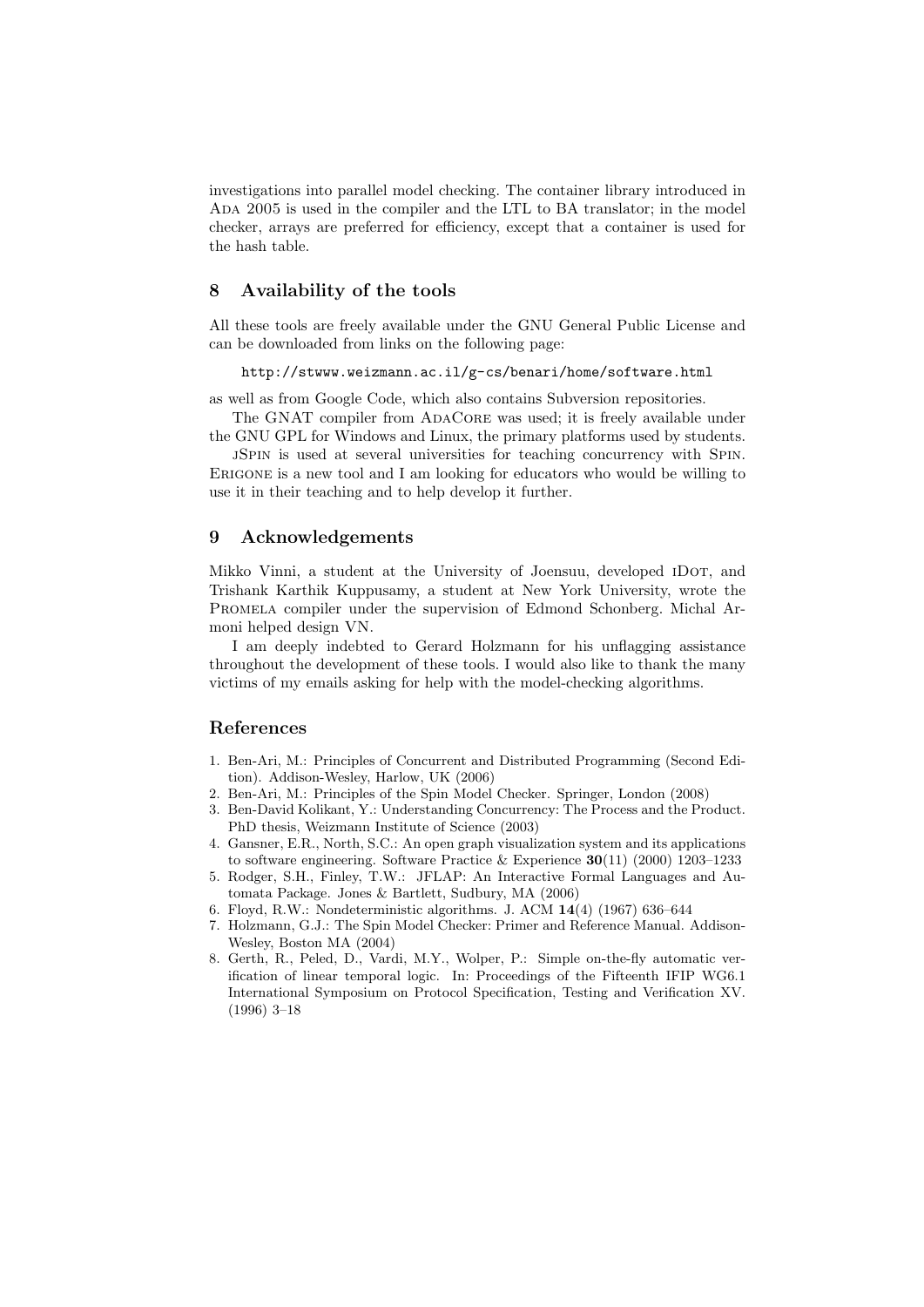investigations into parallel model checking. The container library introduced in Ada 2005 is used in the compiler and the LTL to BA translator; in the model checker, arrays are preferred for efficiency, except that a container is used for the hash table.

## 8 Availability of the tools

All these tools are freely available under the GNU General Public License and can be downloaded from links on the following page:

`http://stwww.weizmann.ac.il/g-cs/benari/home/software.html`

as well as from Google Code, which also contains Subversion repositories.

The GNAT compiler from AdaCore was used; it is freely available under the GNU GPL for Windows and Linux, the primary platforms used by students.

jSpin is used at several universities for teaching concurrency with Spin. Erigone is a new tool and I am looking for educators who would be willing to use it in their teaching and to help develop it further.

## 9 Acknowledgements

Mikko Vinni, a student at the University of Joensuu, developed iDot, and Trishank Karthik Kuppusamy, a student at New York University, wrote the Promela compiler under the supervision of Edmond Schonberg. Michal Armoni helped design VN.

I am deeply indebted to Gerard Holzmann for his unflagging assistance throughout the development of these tools. I would also like to thank the many victims of my emails asking for help with the model-checking algorithms.

## References

1. Ben-Ari, M.: Principles of Concurrent and Distributed Programming (Second Edition). Addison-Wesley, Harlow, UK (2006)
2. Ben-Ari, M.: Principles of the Spin Model Checker. Springer, London (2008)
3. Ben-David Kolikant, Y.: Understanding Concurrency: The Process and the Product. PhD thesis, Weizmann Institute of Science (2003)
4. Gansner, E.R., North, S.C.: An open graph visualization system and its applications to software engineering. Software Practice & Experience **30**(11) (2000) 1203–1233
5. Rodger, S.H., Finley, T.W.: JFLAP: An Interactive Formal Languages and Automata Package. Jones & Bartlett, Sudbury, MA (2006)
6. Floyd, R.W.: Nondeterministic algorithms. J. ACM **14**(4) (1967) 636–644
7. Holzmann, G.J.: The Spin Model Checker: Primer and Reference Manual. Addison-Wesley, Boston MA (2004)
8. Gerth, R., Peled, D., Vardi, M.Y., Wolper, P.: Simple on-the-fly automatic verification of linear temporal logic. In: Proceedings of the Fifteenth IFIP WG6.1 International Symposium on Protocol Specification, Testing and Verification XV. (1996) 3–18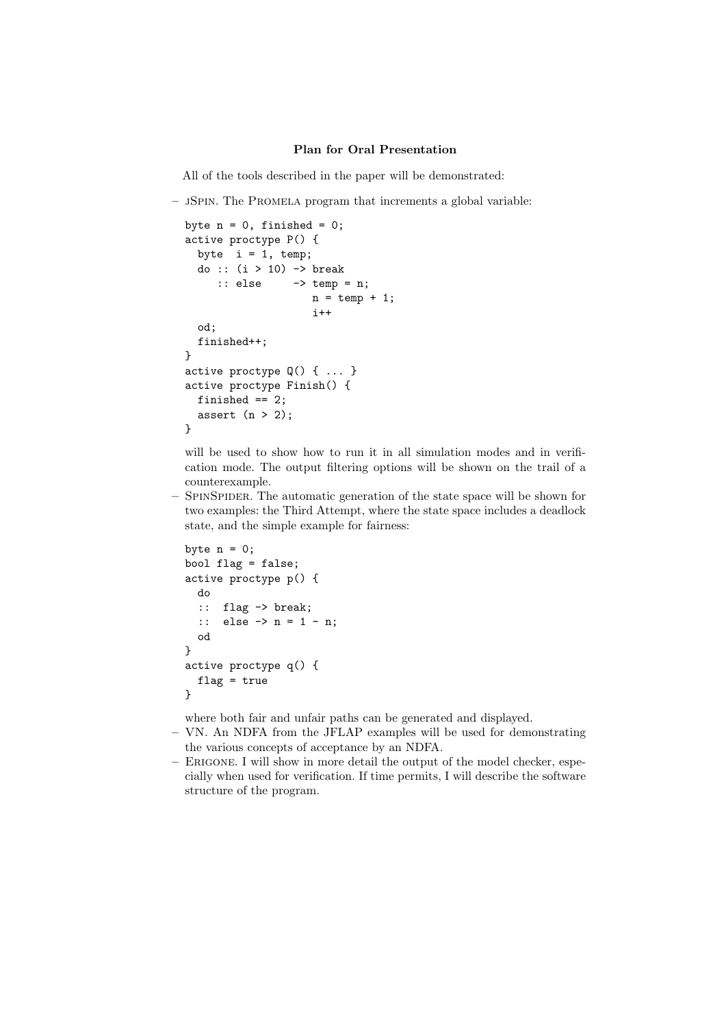### Plan for Oral Presentation

All of the tools described in the paper will be demonstrated:

- jSpin. The Promela program that increments a global variable:

  ```
  byte n = 0, finished = 0;
  active proctype P() {
    byte  i = 1, temp;
    do :: (i > 10) -> break
       :: else     -> temp = n;
                      n = temp + 1;
                      i++
    od;
    finished++;
  }
  active proctype Q() { ... }
  active proctype Finish() {
    finished == 2;
    assert (n > 2);
  }
  ```

  will be used to show how to run it in all simulation modes and in verification mode. The output filtering options will be shown on the trail of a counterexample.
- SpinSpider. The automatic generation of the state space will be shown for two examples: the Third Attempt, where the state space includes a deadlock state, and the simple example for fairness:

  ```
  byte n = 0;
  bool flag = false;
  active proctype p() {
    do
    ::  flag -> break;
    ::  else -> n = 1 - n;
    od
  }
  active proctype q() {
    flag = true
  }
  ```

  where both fair and unfair paths can be generated and displayed.
- VN. An NDFA from the JFLAP examples will be used for demonstrating the various concepts of acceptance by an NDFA.
- Erigone. I will show in more detail the output of the model checker, especially when used for verification. If time permits, I will describe the software structure of the program.